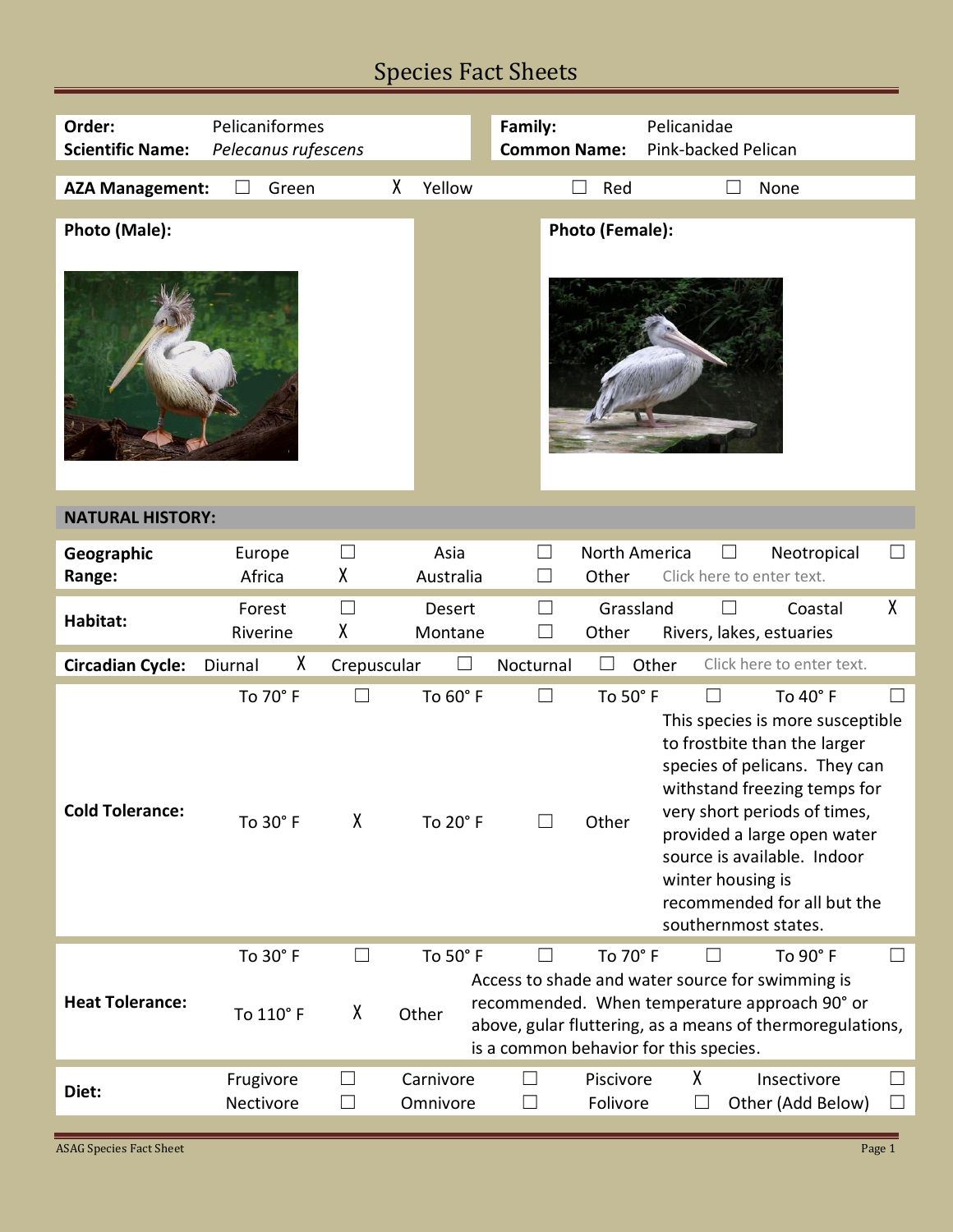# Species Fact Sheets

| | | | |
|---|---|---|---|
| **Order:** | Pelicaniformes | **Family:** | Pelicanidae |
| **Scientific Name:** | *Pelecanus rufescens* | **Common Name:** | Pink-backed Pelican |

**AZA Management:** ☐ Green X Yellow ☐ Red ☐ None

**Photo (Male):**

**Photo (Female):**

## NATURAL HISTORY:

| | | | | | | | | |
|---|---|---|---|---|---|---|---|---|
| **Geographic Range:** | Europe | ☐ | Asia | ☐ | North America | ☐ | Neotropical | ☐ |
| | Africa | X | Australia | ☐ | Other | Click here to enter text. | | |
| **Habitat:** | Forest | ☐ | Desert | ☐ | Grassland | ☐ | Coastal | X |
| | Riverine | X | Montane | ☐ | Other | Rivers, lakes, estuaries | | |
| **Circadian Cycle:** | Diurnal | X | Crepuscular | ☐ | Nocturnal | ☐ | Other | Click here to enter text. |
| **Cold Tolerance:** | To 70° F | ☐ | To 60° F | ☐ | To 50° F | ☐ | To 40° F | ☐ |
| | To 30° F | X | To 20° F | ☐ | Other | This species is more susceptible to frostbite than the larger species of pelicans. They can withstand freezing temps for very short periods of times, provided a large open water source is available. Indoor winter housing is recommended for all but the southernmost states. | | |
| **Heat Tolerance:** | To 30° F | ☐ | To 50° F | ☐ | To 70° F | ☐ | To 90° F | ☐ |
| | To 110° F | X | Other | Access to shade and water source for swimming is recommended. When temperature approach 90° or above, gular fluttering, as a means of thermoregulations, is a common behavior for this species. | | | | |
| **Diet:** | Frugivore | ☐ | Carnivore | ☐ | Piscivore | X | Insectivore | ☐ |
| | Nectivore | ☐ | Omnivore | ☐ | Folivore | ☐ | Other (Add Below) | ☐ |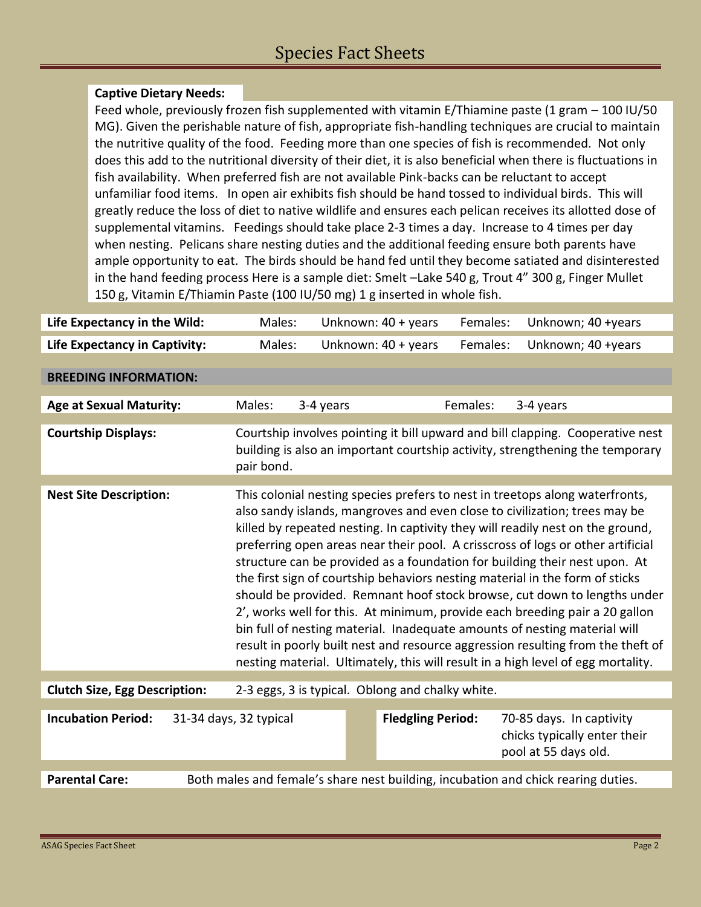**Captive Dietary Needs:**

Feed whole, previously frozen fish supplemented with vitamin E/Thiamine paste (1 gram – 100 IU/50 MG). Given the perishable nature of fish, appropriate fish-handling techniques are crucial to maintain the nutritive quality of the food. Feeding more than one species of fish is recommended. Not only does this add to the nutritional diversity of their diet, it is also beneficial when there is fluctuations in fish availability. When preferred fish are not available Pink-backs can be reluctant to accept unfamiliar food items. In open air exhibits fish should be hand tossed to individual birds. This will greatly reduce the loss of diet to native wildlife and ensures each pelican receives its allotted dose of supplemental vitamins. Feedings should take place 2-3 times a day. Increase to 4 times per day when nesting. Pelicans share nesting duties and the additional feeding ensure both parents have ample opportunity to eat. The birds should be hand fed until they become satiated and disinterested in the hand feeding process Here is a sample diet: Smelt –Lake 540 g, Trout 4" 300 g, Finger Mullet 150 g, Vitamin E/Thiamin Paste (100 IU/50 mg) 1 g inserted in whole fish.

| | | | | |
|---|---|---|---|---|
| **Life Expectancy in the Wild:** | Males: | Unknown: 40 + years | Females: | Unknown; 40 +years |
| **Life Expectancy in Captivity:** | Males: | Unknown: 40 + years | Females: | Unknown; 40 +years |

## BREEDING INFORMATION:

| | | | | |
|---|---|---|---|---|
| **Age at Sexual Maturity:** | Males: | 3-4 years | Females: | 3-4 years |

**Courtship Displays:** Courtship involves pointing it bill upward and bill clapping. Cooperative nest building is also an important courtship activity, strengthening the temporary pair bond.

**Nest Site Description:** This colonial nesting species prefers to nest in treetops along waterfronts, also sandy islands, mangroves and even close to civilization; trees may be killed by repeated nesting. In captivity they will readily nest on the ground, preferring open areas near their pool. A crisscross of logs or other artificial structure can be provided as a foundation for building their nest upon. At the first sign of courtship behaviors nesting material in the form of sticks should be provided. Remnant hoof stock browse, cut down to lengths under 2', works well for this. At minimum, provide each breeding pair a 20 gallon bin full of nesting material. Inadequate amounts of nesting material will result in poorly built nest and resource aggression resulting from the theft of nesting material. Ultimately, this will result in a high level of egg mortality.

**Clutch Size, Egg Description:** 2-3 eggs, 3 is typical. Oblong and chalky white.

| | | | |
|---|---|---|---|
| **Incubation Period:** | 31-34 days, 32 typical | **Fledgling Period:** | 70-85 days. In captivity chicks typically enter their pool at 55 days old. |

**Parental Care:** Both males and female's share nest building, incubation and chick rearing duties.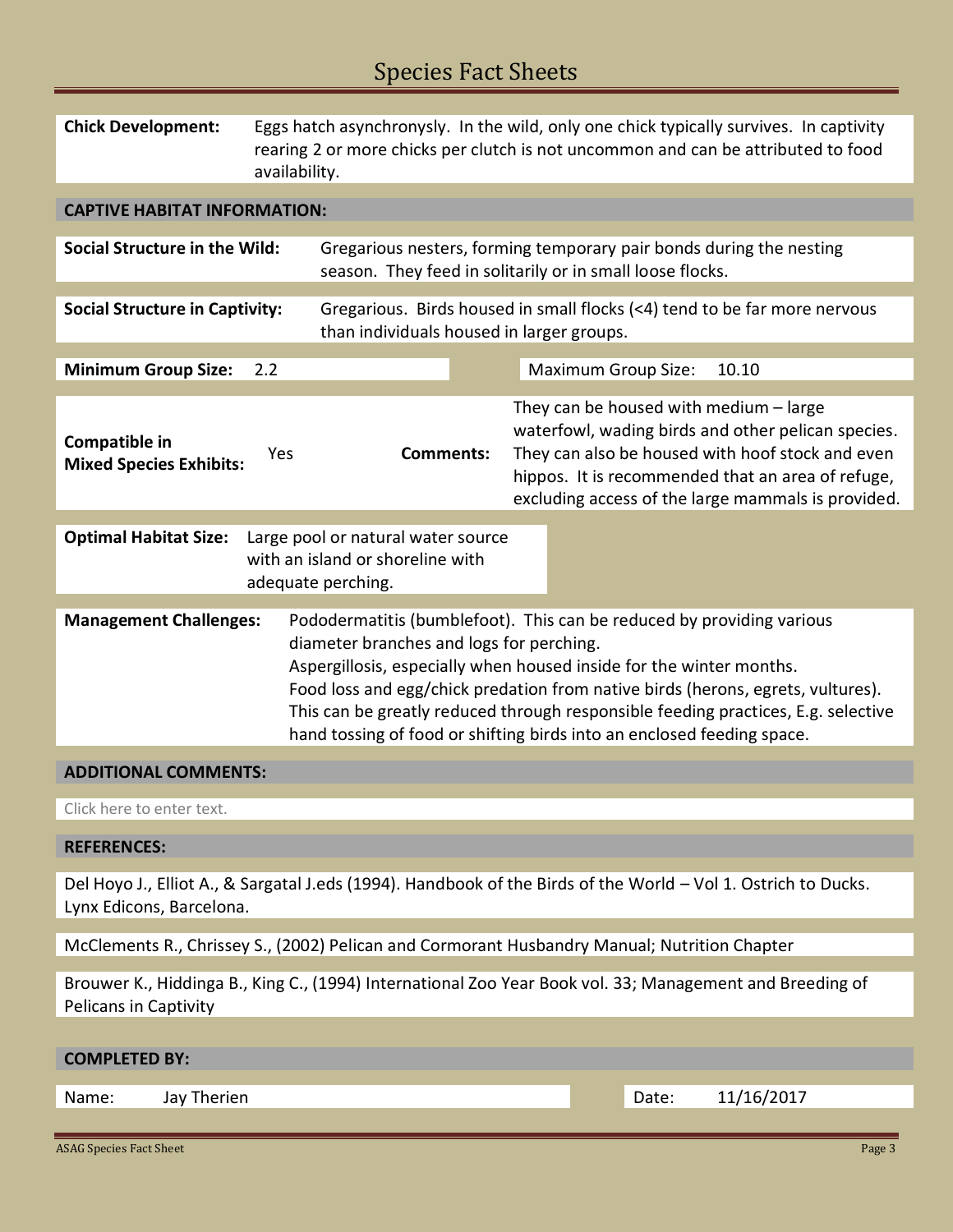**Chick Development:** Eggs hatch asynchronysly. In the wild, only one chick typically survives. In captivity rearing 2 or more chicks per clutch is not uncommon and can be attributed to food availability.

## CAPTIVE HABITAT INFORMATION:

**Social Structure in the Wild:** Gregarious nesters, forming temporary pair bonds during the nesting season. They feed in solitarily or in small loose flocks.

**Social Structure in Captivity:** Gregarious. Birds housed in small flocks (<4) tend to be far more nervous than individuals housed in larger groups.

**Minimum Group Size:** 2.2

Maximum Group Size: 10.10

**Compatible in Mixed Species Exhibits:** Yes

**Comments:** They can be housed with medium – large waterfowl, wading birds and other pelican species. They can also be housed with hoof stock and even hippos. It is recommended that an area of refuge, excluding access of the large mammals is provided.

**Optimal Habitat Size:** Large pool or natural water source with an island or shoreline with adequate perching.

**Management Challenges:** Pododermatitis (bumblefoot). This can be reduced by providing various diameter branches and logs for perching.
Aspergillosis, especially when housed inside for the winter months.
Food loss and egg/chick predation from native birds (herons, egrets, vultures). This can be greatly reduced through responsible feeding practices, E.g. selective hand tossing of food or shifting birds into an enclosed feeding space.

## ADDITIONAL COMMENTS:

Click here to enter text.

## REFERENCES:

Del Hoyo J., Elliot A., & Sargatal J.eds (1994). Handbook of the Birds of the World – Vol 1. Ostrich to Ducks. Lynx Edicons, Barcelona.

McClements R., Chrissey S., (2002) Pelican and Cormorant Husbandry Manual; Nutrition Chapter

Brouwer K., Hiddinga B., King C., (1994) International Zoo Year Book vol. 33; Management and Breeding of Pelicans in Captivity

## COMPLETED BY:

Name: Jay Therien

Date: 11/16/2017